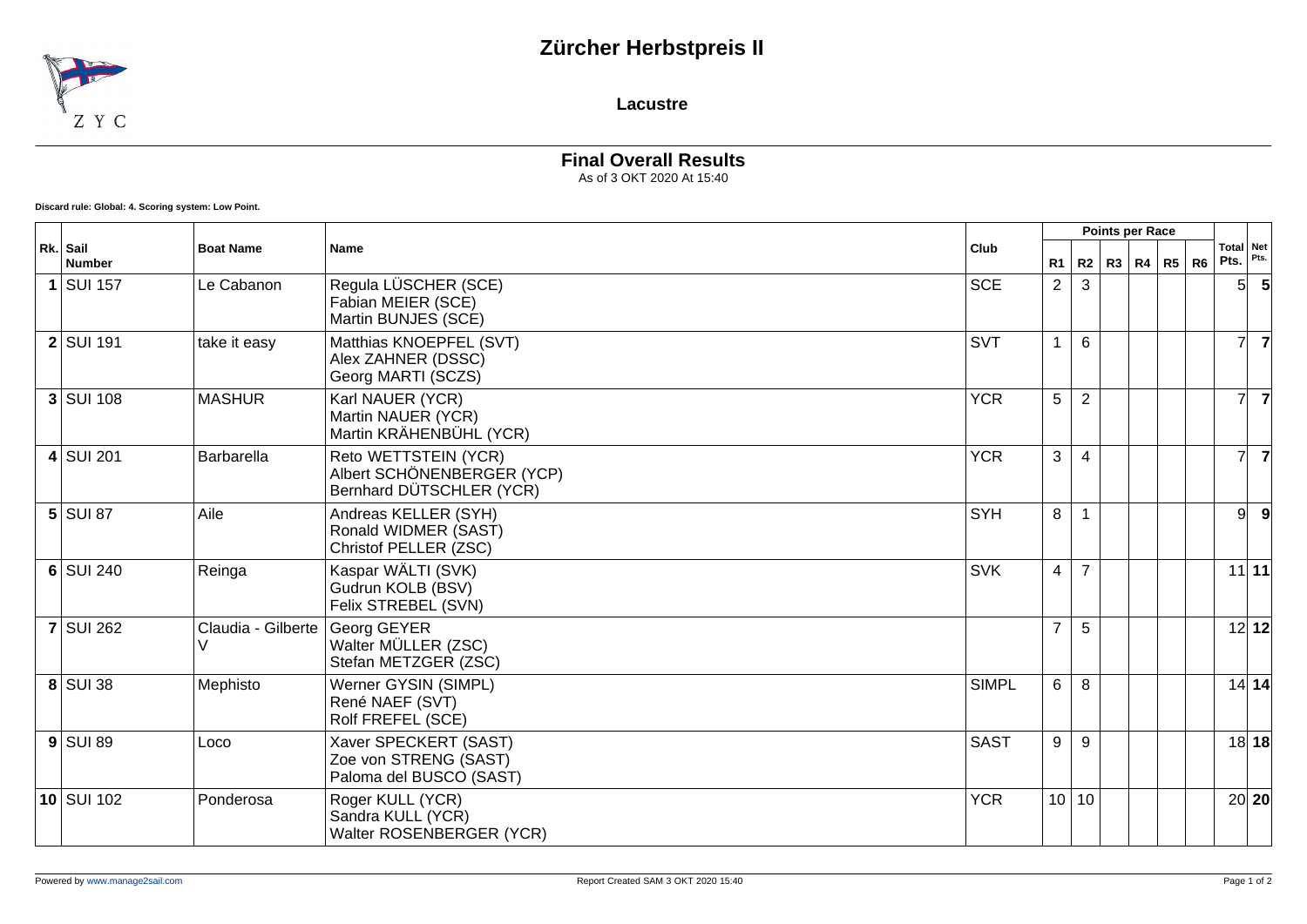# Zürcher Herbstpreis II

**Lacustre**

## Final Overall Results

As of 3 OKT 2020 At 15:40

**Discard rule: Global: 4. Scoring system: Low Point.**

| Rk. | Sail Number | Boat Name | Name | Club | Points per Race | | | | | | Total Pts. | Net Pts. |
|---|---|---|---|---|---|---|---|---|---|---|---|---|
| | | | | | R1 | R2 | R3 | R4 | R5 | R6 | | |
| **1** | SUI 157 | Le Cabanon | Regula LÜSCHER (SCE)<br>Fabian MEIER (SCE)<br>Martin BUNJES (SCE) | SCE | 2 | 3 | | | | | 5 | **5** |
| **2** | SUI 191 | take it easy | Matthias KNOEPFEL (SVT)<br>Alex ZAHNER (DSSC)<br>Georg MARTI (SCZS) | SVT | 1 | 6 | | | | | 7 | **7** |
| **3** | SUI 108 | MASHUR | Karl NAUER (YCR)<br>Martin NAUER (YCR)<br>Martin KRÄHENBÜHL (YCR) | YCR | 5 | 2 | | | | | 7 | **7** |
| **4** | SUI 201 | Barbarella | Reto WETTSTEIN (YCR)<br>Albert SCHÖNENBERGER (YCP)<br>Bernhard DÜTSCHLER (YCR) | YCR | 3 | 4 | | | | | 7 | **7** |
| **5** | SUI 87 | Aile | Andreas KELLER (SYH)<br>Ronald WIDMER (SAST)<br>Christof PELLER (ZSC) | SYH | 8 | 1 | | | | | 9 | **9** |
| **6** | SUI 240 | Reinga | Kaspar WÄLTI (SVK)<br>Gudrun KOLB (BSV)<br>Felix STREBEL (SVN) | SVK | 4 | 7 | | | | | 11 | **11** |
| **7** | SUI 262 | Claudia - Gilberte V | Georg GEYER<br>Walter MÜLLER (ZSC)<br>Stefan METZGER (ZSC) | | 7 | 5 | | | | | 12 | **12** |
| **8** | SUI 38 | Mephisto | Werner GYSIN (SIMPL)<br>René NAEF (SVT)<br>Rolf FREFEL (SCE) | SIMPL | 6 | 8 | | | | | 14 | **14** |
| **9** | SUI 89 | Loco | Xaver SPECKERT (SAST)<br>Zoe von STRENG (SAST)<br>Paloma del BUSCO (SAST) | SAST | 9 | 9 | | | | | 18 | **18** |
| **10** | SUI 102 | Ponderosa | Roger KULL (YCR)<br>Sandra KULL (YCR)<br>Walter ROSENBERGER (YCR) | YCR | 10 | 10 | | | | | 20 | **20** |

Powered by www.manage2sail.com

Report Created SAM 3 OKT 2020 15:40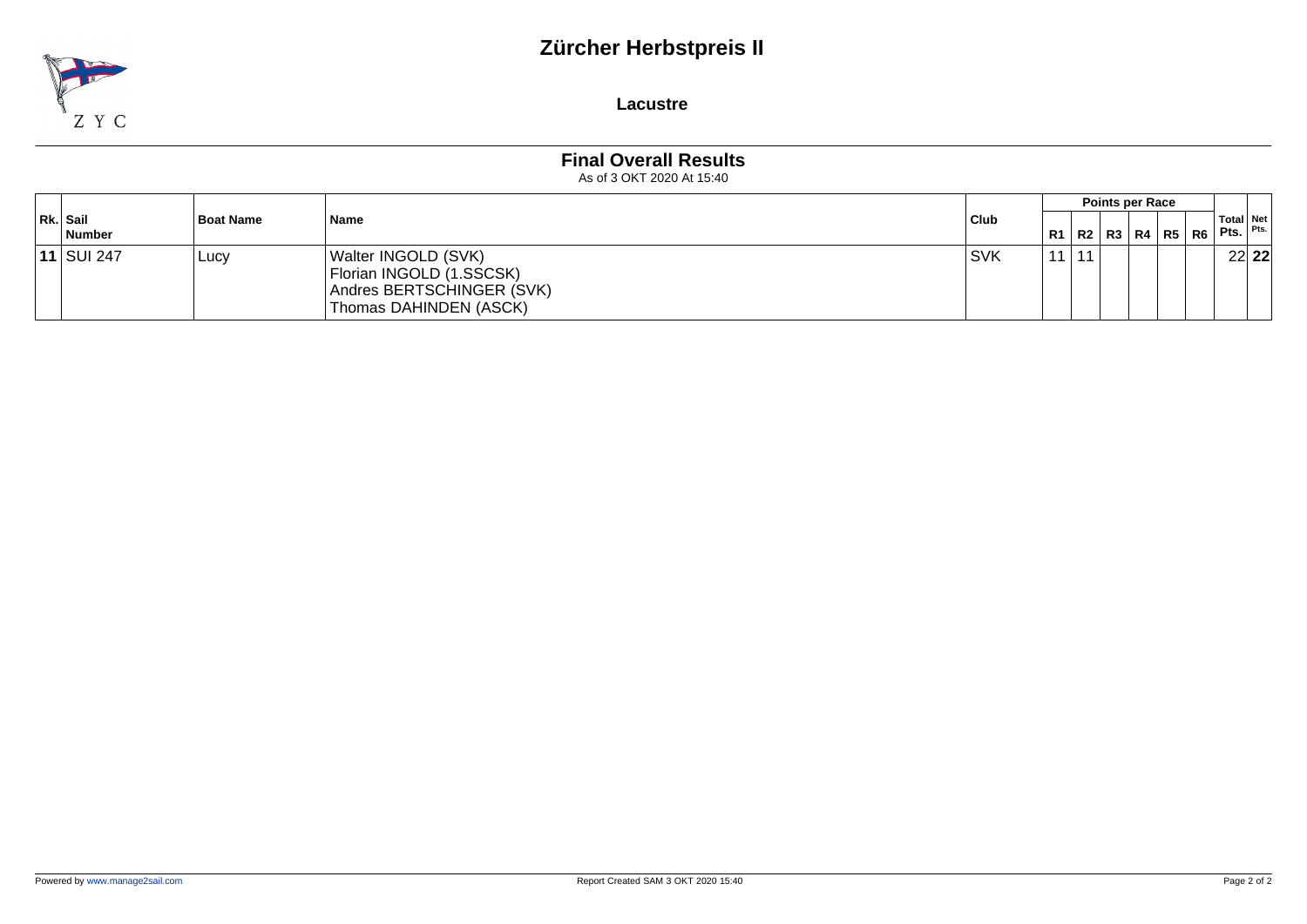# Zürcher Herbstpreis II

### Lacustre

## Final Overall Results

As of 3 OKT 2020 At 15:40

| Rk. | Sail Number | Boat Name | Name | Club | Points per Race | | | | | | Total Pts. | Net Pts. |
|---|---|---|---|---|---|---|---|---|---|---|---|---|
| | | | | | R1 | R2 | R3 | R4 | R5 | R6 | | |
| **11** | SUI 247 | Lucy | Walter INGOLD (SVK)<br>Florian INGOLD (1.SSCSK)<br>Andres BERTSCHINGER (SVK)<br>Thomas DAHINDEN (ASCK) | SVK | 11 | 11 | | | | | 22 | **22** |

Powered by www.manage2sail.com

Report Created SAM 3 OKT 2020 15:40